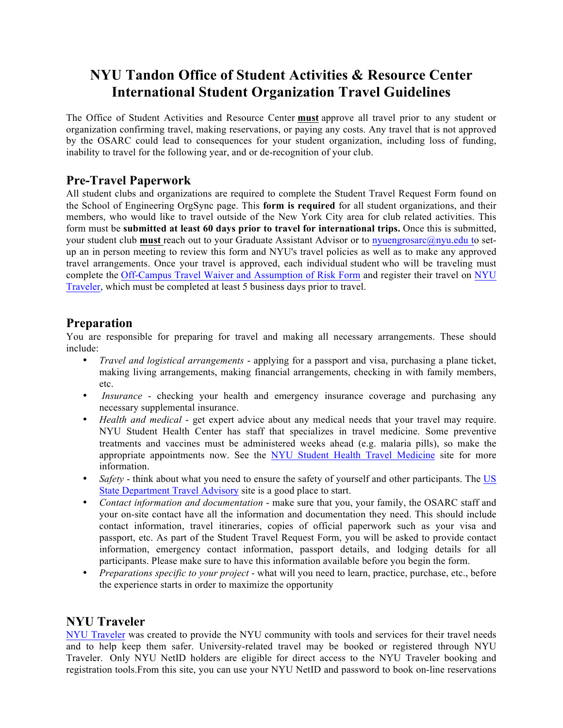# NYU Tandon Office of Student Activities & Resource Center International Student Organization Travel Guidelines

The Office of Student Activities and Resource Center **must** approve all travel prior to any student or organization confirming travel, making reservations, or paying any costs. Any travel that is not approved by the OSARC could lead to consequences for your student organization, including loss of funding, inability to travel for the following year, and or de-recognition of your club.

## Pre-Travel Paperwork

All student clubs and organizations are required to complete the Student Travel Request Form found on the School of Engineering OrgSync page. This **form is required** for all student organizations, and their members, who would like to travel outside of the New York City area for club related activities. This form must be **submitted at least 60 days prior to travel for international trips.** Once this is submitted, your student club **must** reach out to your Graduate Assistant Advisor or to nyuengrosarc@nyu.edu to set-up an in person meeting to review this form and NYU's travel policies as well as to make any approved travel arrangements. Once your travel is approved, each individual student who will be traveling must complete the Off-Campus Travel Waiver and Assumption of Risk Form and register their travel on NYU Traveler, which must be completed at least 5 business days prior to travel.

## Preparation

You are responsible for preparing for travel and making all necessary arrangements. These should include:

- *Travel and logistical arrangements* - applying for a passport and visa, purchasing a plane ticket, making living arrangements, making financial arrangements, checking in with family members, etc.
- *Insurance* - checking your health and emergency insurance coverage and purchasing any necessary supplemental insurance.
- *Health and medical* - get expert advice about any medical needs that your travel may require. NYU Student Health Center has staff that specializes in travel medicine. Some preventive treatments and vaccines must be administered weeks ahead (e.g. malaria pills), so make the appropriate appointments now. See the NYU Student Health Travel Medicine site for more information.
- *Safety* - think about what you need to ensure the safety of yourself and other participants. The US State Department Travel Advisory site is a good place to start.
- *Contact information and documentation* - make sure that you, your family, the OSARC staff and your on-site contact have all the information and documentation they need. This should include contact information, travel itineraries, copies of official paperwork such as your visa and passport, etc. As part of the Student Travel Request Form, you will be asked to provide contact information, emergency contact information, passport details, and lodging details for all participants. Please make sure to have this information available before you begin the form.
- *Preparations specific to your project* - what will you need to learn, practice, purchase, etc., before the experience starts in order to maximize the opportunity

## NYU Traveler

NYU Traveler was created to provide the NYU community with tools and services for their travel needs and to help keep them safer. University-related travel may be booked or registered through NYU Traveler. Only NYU NetID holders are eligible for direct access to the NYU Traveler booking and registration tools.From this site, you can use your NYU NetID and password to book on-line reservations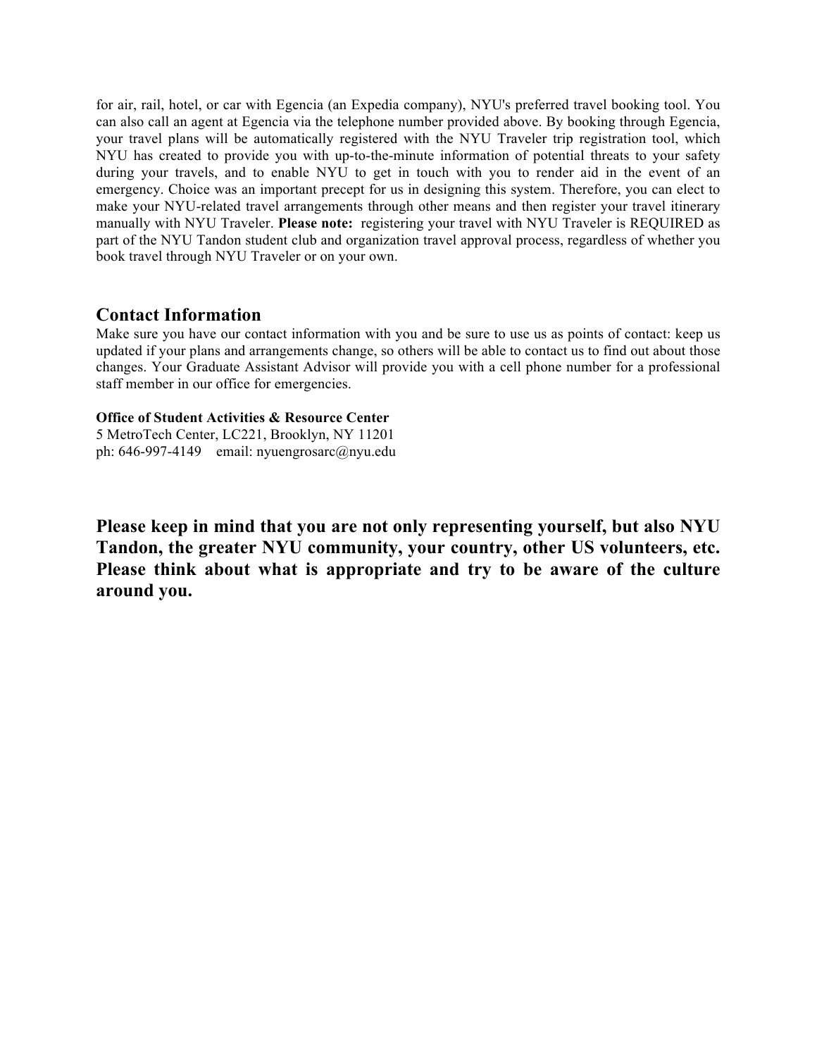for air, rail, hotel, or car with Egencia (an Expedia company), NYU's preferred travel booking tool. You can also call an agent at Egencia via the telephone number provided above. By booking through Egencia, your travel plans will be automatically registered with the NYU Traveler trip registration tool, which NYU has created to provide you with up-to-the-minute information of potential threats to your safety during your travels, and to enable NYU to get in touch with you to render aid in the event of an emergency. Choice was an important precept for us in designing this system. Therefore, you can elect to make your NYU-related travel arrangements through other means and then register your travel itinerary manually with NYU Traveler. **Please note:** registering your travel with NYU Traveler is REQUIRED as part of the NYU Tandon student club and organization travel approval process, regardless of whether you book travel through NYU Traveler or on your own.

## Contact Information

Make sure you have our contact information with you and be sure to use us as points of contact: keep us updated if your plans and arrangements change, so others will be able to contact us to find out about those changes. Your Graduate Assistant Advisor will provide you with a cell phone number for a professional staff member in our office for emergencies.

**Office of Student Activities & Resource Center**
5 MetroTech Center, LC221, Brooklyn, NY 11201
ph: 646-997-4149 email: nyuengrosarc@nyu.edu

**Please keep in mind that you are not only representing yourself, but also NYU Tandon, the greater NYU community, your country, other US volunteers, etc. Please think about what is appropriate and try to be aware of the culture around you.**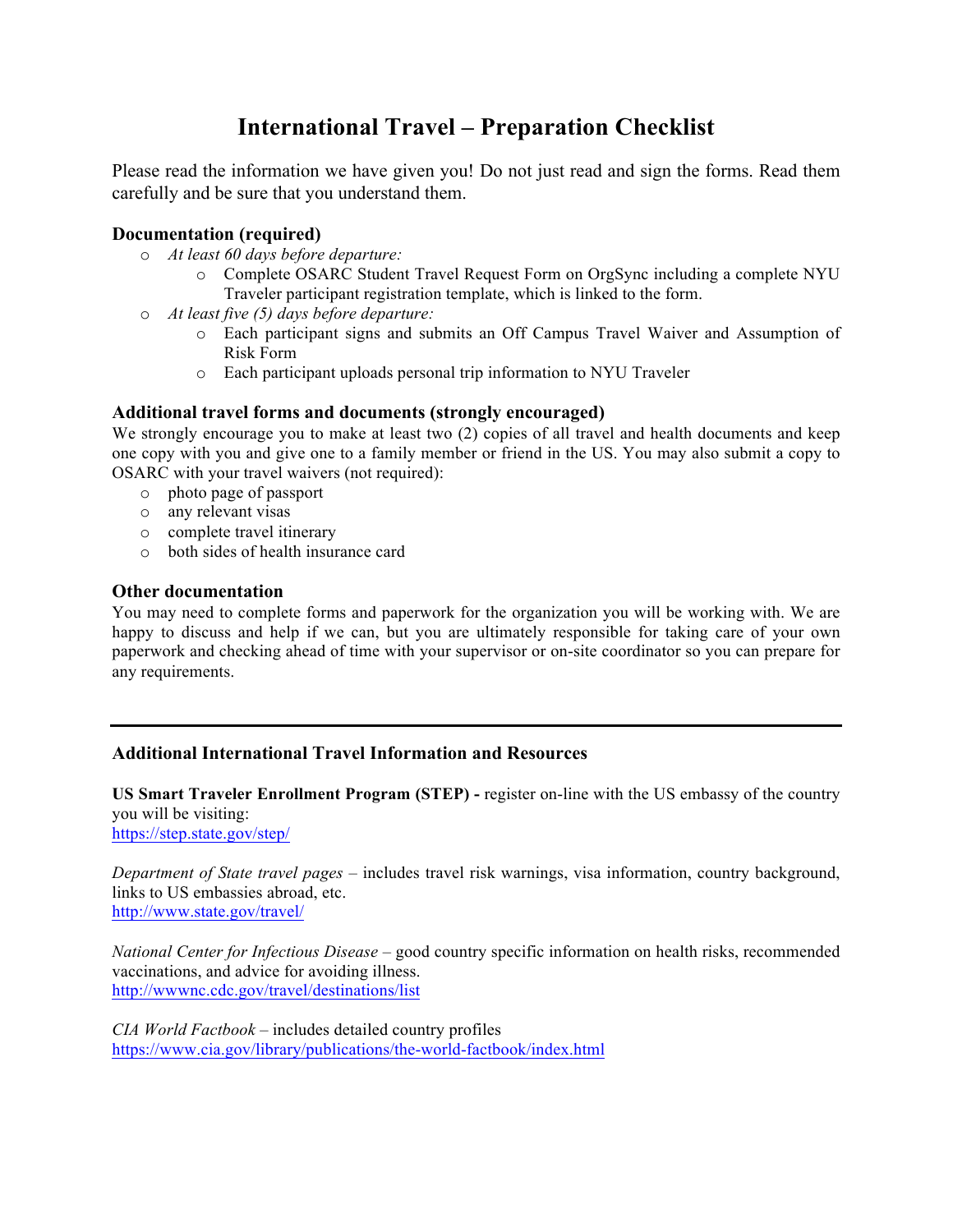# International Travel – Preparation Checklist

Please read the information we have given you! Do not just read and sign the forms. Read them carefully and be sure that you understand them.

### Documentation (required)

- *At least 60 days before departure:*
  - Complete OSARC Student Travel Request Form on OrgSync including a complete NYU Traveler participant registration template, which is linked to the form.
- *At least five (5) days before departure:*
  - Each participant signs and submits an Off Campus Travel Waiver and Assumption of Risk Form
  - Each participant uploads personal trip information to NYU Traveler

### Additional travel forms and documents (strongly encouraged)

We strongly encourage you to make at least two (2) copies of all travel and health documents and keep one copy with you and give one to a family member or friend in the US. You may also submit a copy to OSARC with your travel waivers (not required):

- photo page of passport
- any relevant visas
- complete travel itinerary
- both sides of health insurance card

### Other documentation

You may need to complete forms and paperwork for the organization you will be working with. We are happy to discuss and help if we can, but you are ultimately responsible for taking care of your own paperwork and checking ahead of time with your supervisor or on-site coordinator so you can prepare for any requirements.

---

### Additional International Travel Information and Resources

**US Smart Traveler Enrollment Program (STEP) -** register on-line with the US embassy of the country you will be visiting:
https://step.state.gov/step/

*Department of State travel pages* – includes travel risk warnings, visa information, country background, links to US embassies abroad, etc.
http://www.state.gov/travel/

*National Center for Infectious Disease* – good country specific information on health risks, recommended vaccinations, and advice for avoiding illness.
http://wwwnc.cdc.gov/travel/destinations/list

*CIA World Factbook* – includes detailed country profiles
https://www.cia.gov/library/publications/the-world-factbook/index.html